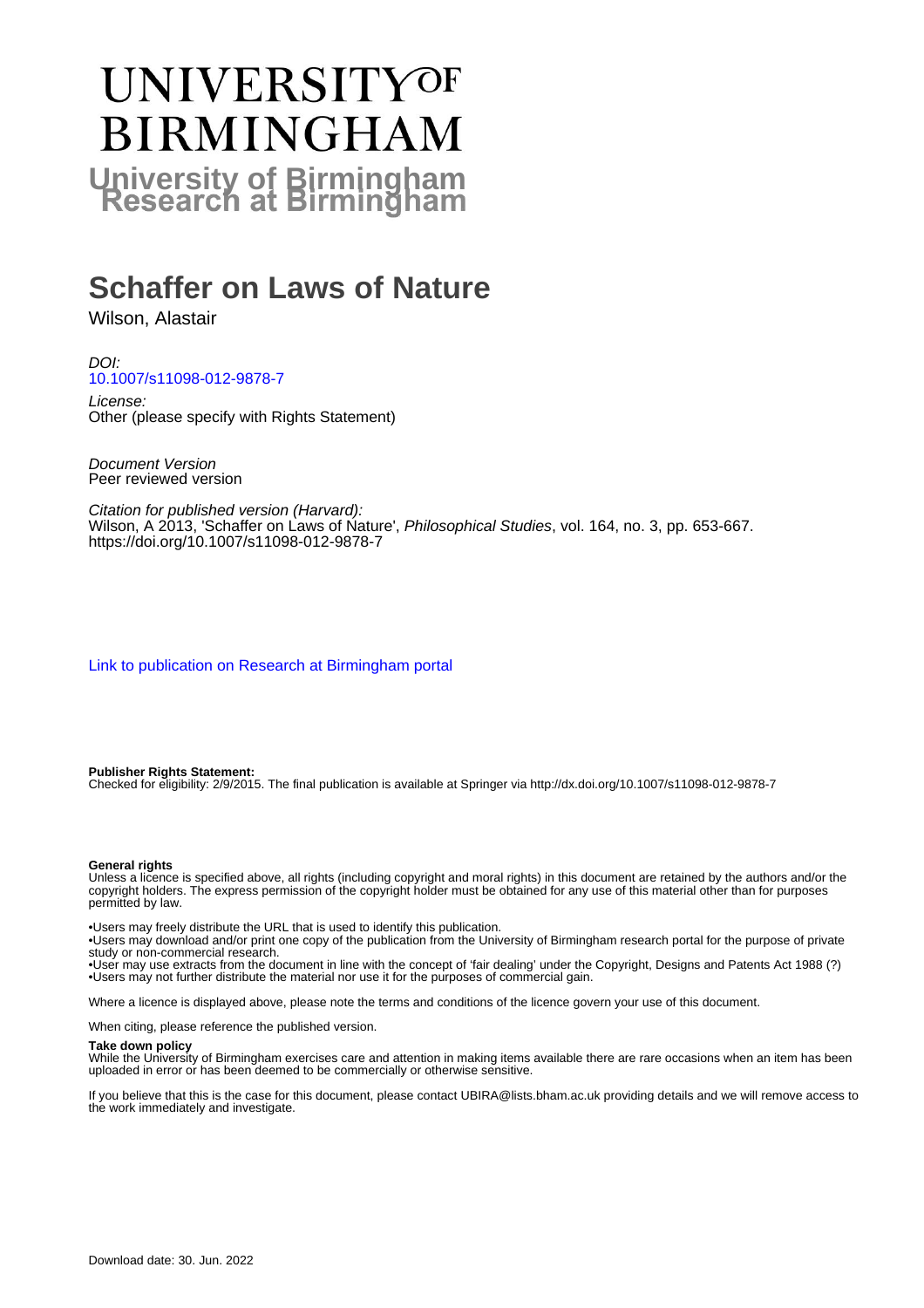# UNIVERSITY OF BIRMINGHAM

## University of Birmingham Research at Birmingham

# Schaffer on Laws of Nature

Wilson, Alastair

*DOI:*
10.1007/s11098-012-9878-7

*License:*
Other (please specify with Rights Statement)

*Document Version*
Peer reviewed version

*Citation for published version (Harvard):*
Wilson, A 2013, 'Schaffer on Laws of Nature', *Philosophical Studies*, vol. 164, no. 3, pp. 653-667.
https://doi.org/10.1007/s11098-012-9878-7

Link to publication on Research at Birmingham portal

**Publisher Rights Statement:**
Checked for eligibility: 2/9/2015. The final publication is available at Springer via http://dx.doi.org/10.1007/s11098-012-9878-7

**General rights**
Unless a licence is specified above, all rights (including copyright and moral rights) in this document are retained by the authors and/or the copyright holders. The express permission of the copyright holder must be obtained for any use of this material other than for purposes permitted by law.

•Users may freely distribute the URL that is used to identify this publication.
•Users may download and/or print one copy of the publication from the University of Birmingham research portal for the purpose of private study or non-commercial research.
•User may use extracts from the document in line with the concept of 'fair dealing' under the Copyright, Designs and Patents Act 1988 (?)
•Users may not further distribute the material nor use it for the purposes of commercial gain.

Where a licence is displayed above, please note the terms and conditions of the licence govern your use of this document.

When citing, please reference the published version.

**Take down policy**
While the University of Birmingham exercises care and attention in making items available there are rare occasions when an item has been uploaded in error or has been deemed to be commercially or otherwise sensitive.

If you believe that this is the case for this document, please contact UBIRA@lists.bham.ac.uk providing details and we will remove access to the work immediately and investigate.

Download date: 30. Jun. 2022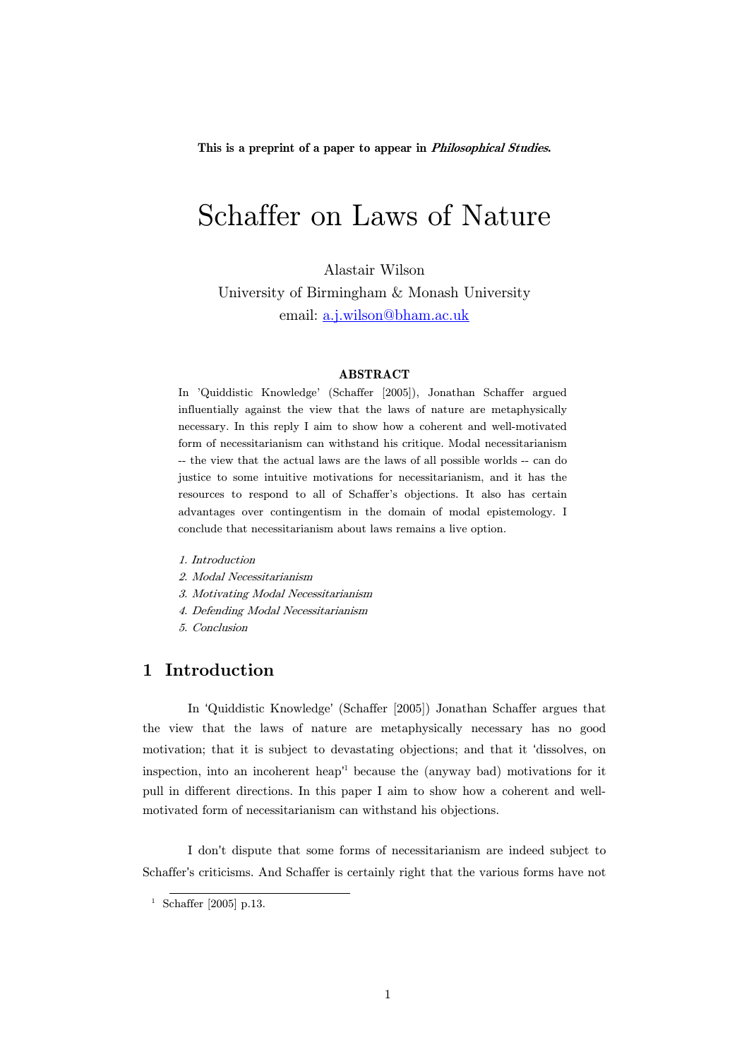This is a preprint of a paper to appear in ***Philosophical Studies***.

# Schaffer on Laws of Nature

Alastair Wilson

University of Birmingham & Monash University

email: a.j.wilson@bham.ac.uk

**ABSTRACT**

In 'Quiddistic Knowledge' (Schaffer [2005]), Jonathan Schaffer argued influentially against the view that the laws of nature are metaphysically necessary. In this reply I aim to show how a coherent and well-motivated form of necessitarianism can withstand his critique. Modal necessitarianism -- the view that the actual laws are the laws of all possible worlds -- can do justice to some intuitive motivations for necessitarianism, and it has the resources to respond to all of Schaffer's objections. It also has certain advantages over contingentism in the domain of modal epistemology. I conclude that necessitarianism about laws remains a live option.

*1. Introduction*
*2. Modal Necessitarianism*
*3. Motivating Modal Necessitarianism*
*4. Defending Modal Necessitarianism*
*5. Conclusion*

## 1 Introduction

In 'Quiddistic Knowledge' (Schaffer [2005]) Jonathan Schaffer argues that the view that the laws of nature are metaphysically necessary has no good motivation; that it is subject to devastating objections; and that it 'dissolves, on inspection, into an incoherent heap'[1] because the (anyway bad) motivations for it pull in different directions. In this paper I aim to show how a coherent and well-motivated form of necessitarianism can withstand his objections.

I don't dispute that some forms of necessitarianism are indeed subject to Schaffer's criticisms. And Schaffer is certainly right that the various forms have not

[1] Schaffer [2005] p.13.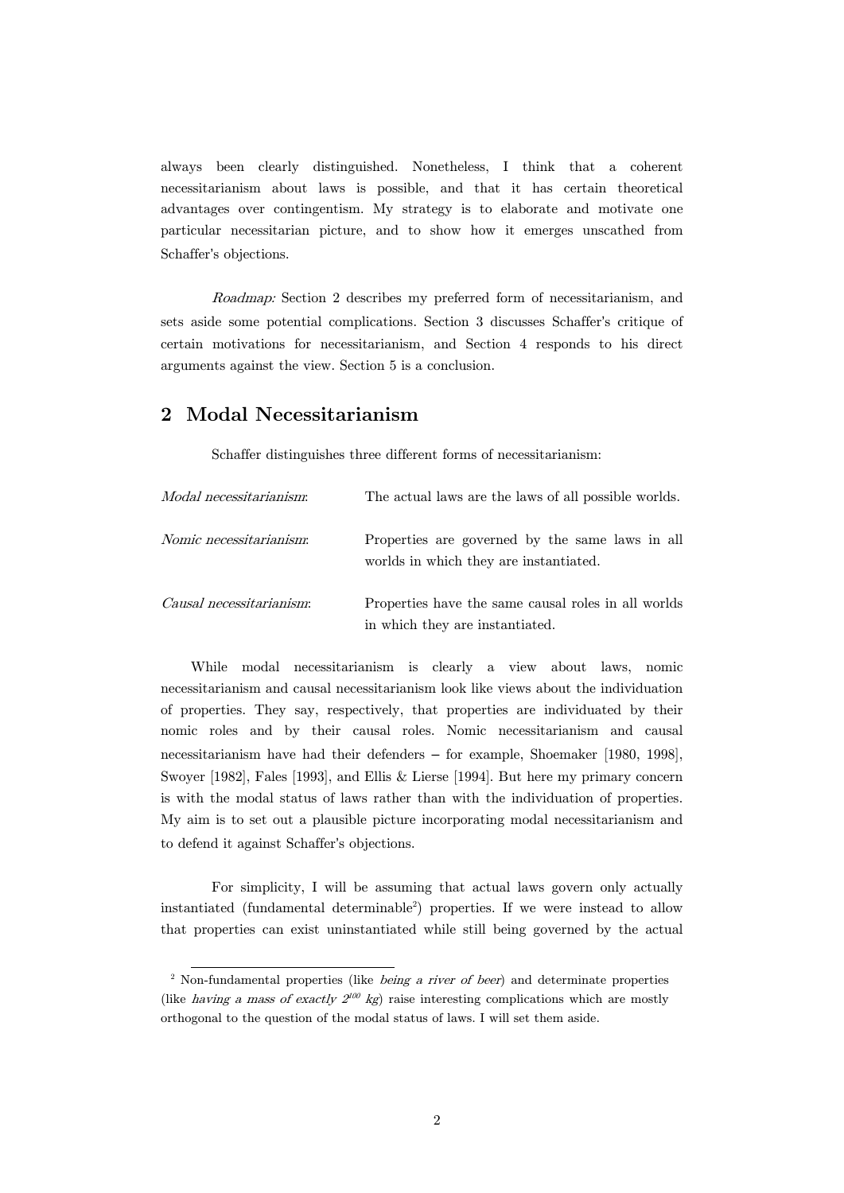always been clearly distinguished. Nonetheless, I think that a coherent necessitarianism about laws is possible, and that it has certain theoretical advantages over contingentism. My strategy is to elaborate and motivate one particular necessitarian picture, and to show how it emerges unscathed from Schaffer's objections.

*Roadmap:* Section 2 describes my preferred form of necessitarianism, and sets aside some potential complications. Section 3 discusses Schaffer's critique of certain motivations for necessitarianism, and Section 4 responds to his direct arguments against the view. Section 5 is a conclusion.

## 2 Modal Necessitarianism

Schaffer distinguishes three different forms of necessitarianism:

*Modal necessitarianism*: The actual laws are the laws of all possible worlds.

*Nomic necessitarianism*: Properties are governed by the same laws in all worlds in which they are instantiated.

*Causal necessitarianism*: Properties have the same causal roles in all worlds in which they are instantiated.

While modal necessitarianism is clearly a view about laws, nomic necessitarianism and causal necessitarianism look like views about the individuation of properties. They say, respectively, that properties are individuated by their nomic roles and by their causal roles. Nomic necessitarianism and causal necessitarianism have had their defenders – for example, Shoemaker [1980, 1998], Swoyer [1982], Fales [1993], and Ellis & Lierse [1994]. But here my primary concern is with the modal status of laws rather than with the individuation of properties. My aim is to set out a plausible picture incorporating modal necessitarianism and to defend it against Schaffer's objections.

For simplicity, I will be assuming that actual laws govern only actually instantiated (fundamental determinable[2]) properties. If we were instead to allow that properties can exist uninstantiated while still being governed by the actual

[2] Non-fundamental properties (like *being a river of beer*) and determinate properties (like *having a mass of exactly $2^{100}$ kg*) raise interesting complications which are mostly orthogonal to the question of the modal status of laws. I will set them aside.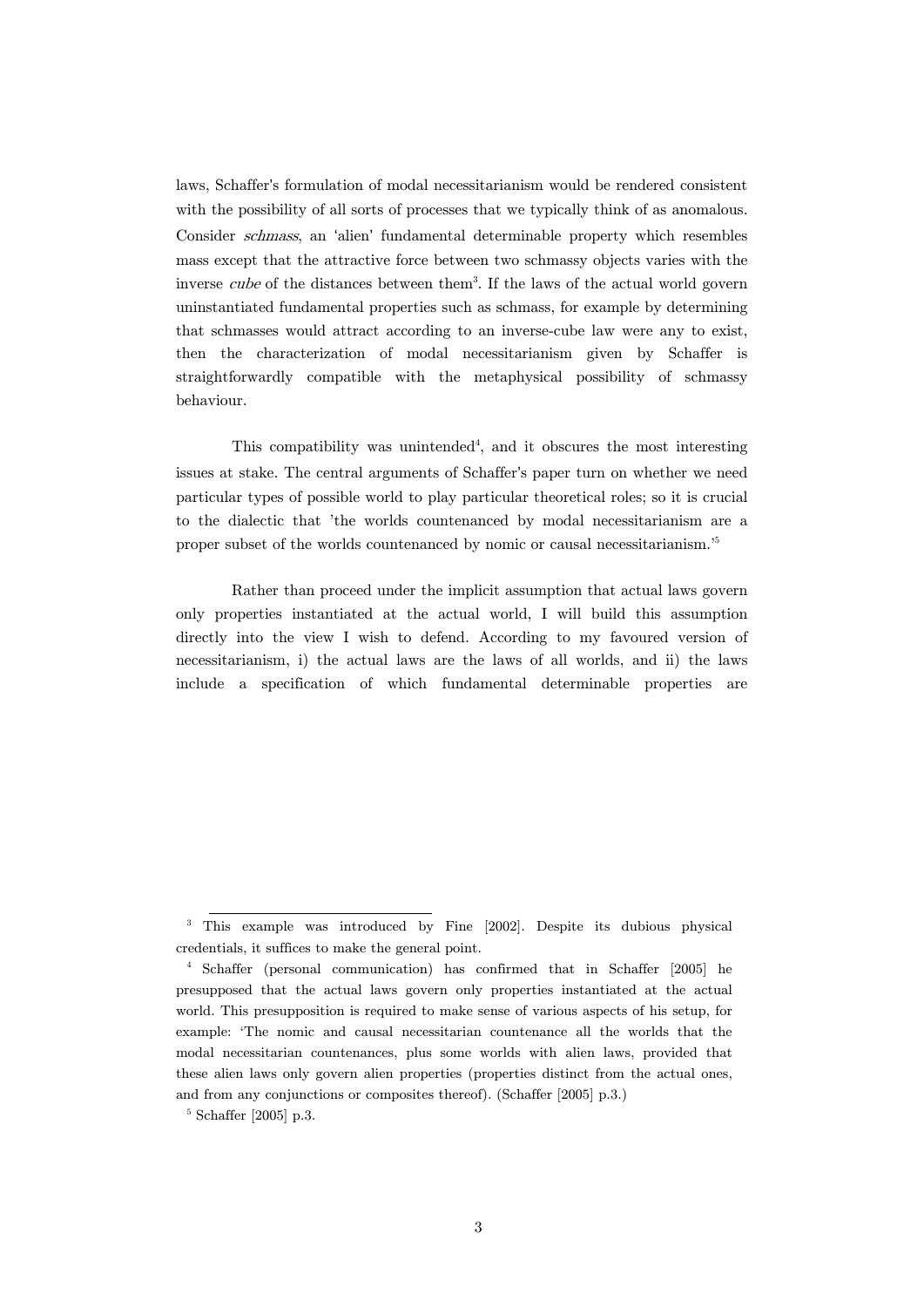laws, Schaffer's formulation of modal necessitarianism would be rendered consistent with the possibility of all sorts of processes that we typically think of as anomalous. Consider *schmass*, an 'alien' fundamental determinable property which resembles mass except that the attractive force between two schmassy objects varies with the inverse *cube* of the distances between them[3]. If the laws of the actual world govern uninstantiated fundamental properties such as schmass, for example by determining that schmasses would attract according to an inverse-cube law were any to exist, then the characterization of modal necessitarianism given by Schaffer is straightforwardly compatible with the metaphysical possibility of schmassy behaviour.

This compatibility was unintended[4], and it obscures the most interesting issues at stake. The central arguments of Schaffer's paper turn on whether we need particular types of possible world to play particular theoretical roles; so it is crucial to the dialectic that 'the worlds countenanced by modal necessitarianism are a proper subset of the worlds countenanced by nomic or causal necessitarianism.'[5]

Rather than proceed under the implicit assumption that actual laws govern only properties instantiated at the actual world, I will build this assumption directly into the view I wish to defend. According to my favoured version of necessitarianism, i) the actual laws are the laws of all worlds, and ii) the laws include a specification of which fundamental determinable properties are

---

[3] This example was introduced by Fine [2002]. Despite its dubious physical credentials, it suffices to make the general point.

[4] Schaffer (personal communication) has confirmed that in Schaffer [2005] he presupposed that the actual laws govern only properties instantiated at the actual world. This presupposition is required to make sense of various aspects of his setup, for example: 'The nomic and causal necessitarian countenance all the worlds that the modal necessitarian countenances, plus some worlds with alien laws, provided that these alien laws only govern alien properties (properties distinct from the actual ones, and from any conjunctions or composites thereof). (Schaffer [2005] p.3.)

[5] Schaffer [2005] p.3.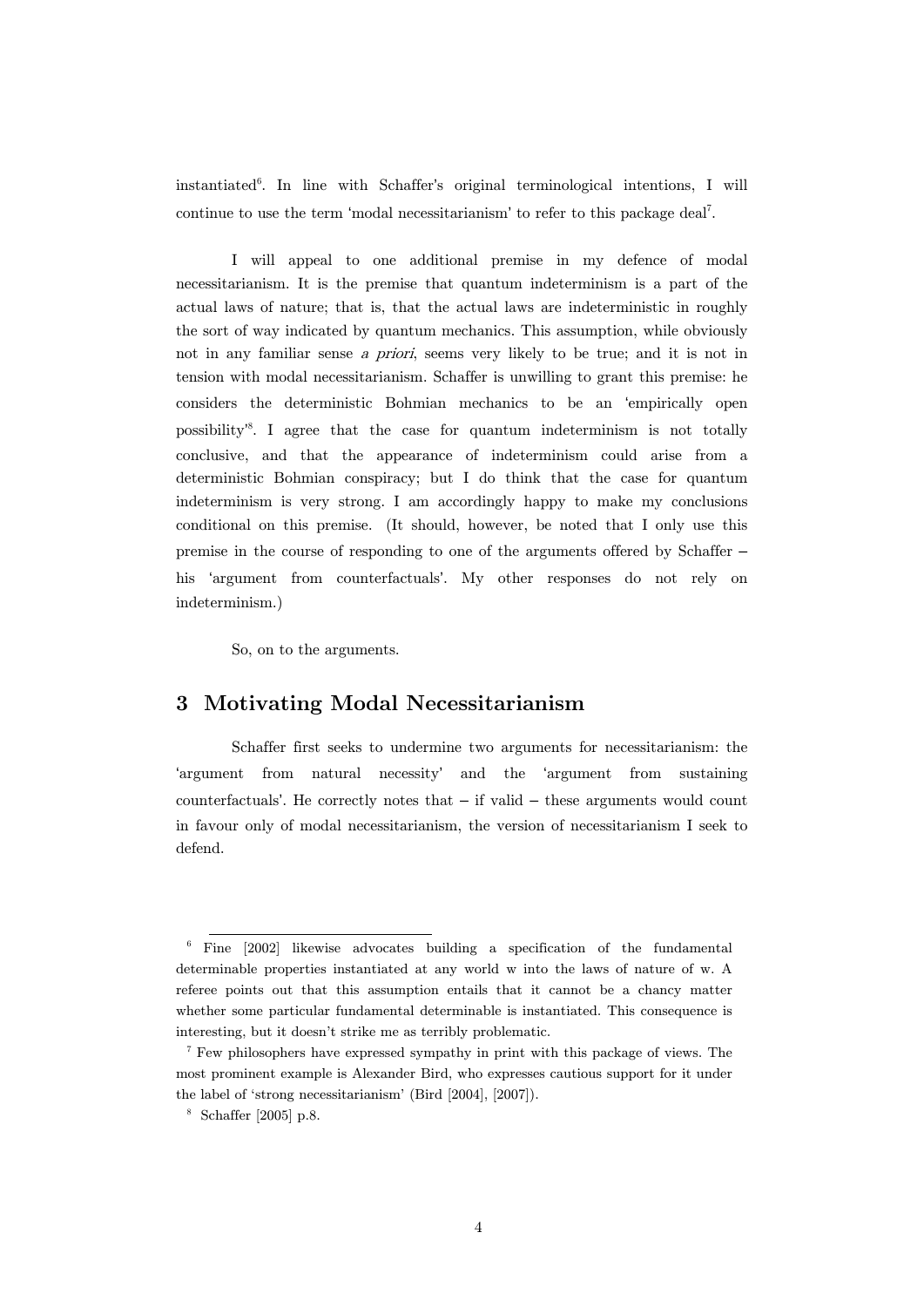instantiated[6]. In line with Schaffer's original terminological intentions, I will continue to use the term 'modal necessitarianism' to refer to this package deal[7].

I will appeal to one additional premise in my defence of modal necessitarianism. It is the premise that quantum indeterminism is a part of the actual laws of nature; that is, that the actual laws are indeterministic in roughly the sort of way indicated by quantum mechanics. This assumption, while obviously not in any familiar sense *a priori*, seems very likely to be true; and it is not in tension with modal necessitarianism. Schaffer is unwilling to grant this premise: he considers the deterministic Bohmian mechanics to be an 'empirically open possibility'[8]. I agree that the case for quantum indeterminism is not totally conclusive, and that the appearance of indeterminism could arise from a deterministic Bohmian conspiracy; but I do think that the case for quantum indeterminism is very strong. I am accordingly happy to make my conclusions conditional on this premise. (It should, however, be noted that I only use this premise in the course of responding to one of the arguments offered by Schaffer – his 'argument from counterfactuals'. My other responses do not rely on indeterminism.)

So, on to the arguments.

## 3 Motivating Modal Necessitarianism

Schaffer first seeks to undermine two arguments for necessitarianism: the 'argument from natural necessity' and the 'argument from sustaining counterfactuals'. He correctly notes that – if valid – these arguments would count in favour only of modal necessitarianism, the version of necessitarianism I seek to defend.

---

[6] Fine [2002] likewise advocates building a specification of the fundamental determinable properties instantiated at any world w into the laws of nature of w. A referee points out that this assumption entails that it cannot be a chancy matter whether some particular fundamental determinable is instantiated. This consequence is interesting, but it doesn't strike me as terribly problematic.

[7] Few philosophers have expressed sympathy in print with this package of views. The most prominent example is Alexander Bird, who expresses cautious support for it under the label of 'strong necessitarianism' (Bird [2004], [2007]).

[8] Schaffer [2005] p.8.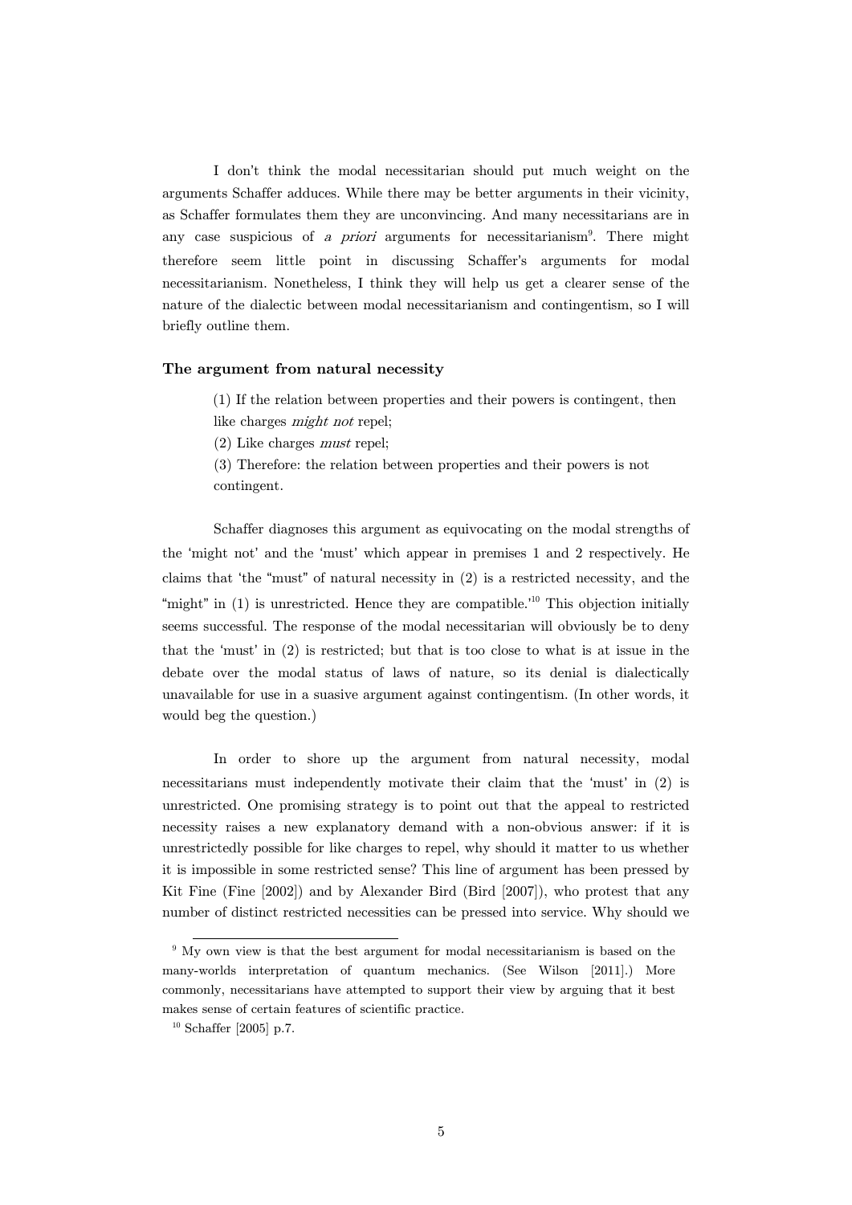I don't think the modal necessitarian should put much weight on the arguments Schaffer adduces. While there may be better arguments in their vicinity, as Schaffer formulates them they are unconvincing. And many necessitarians are in any case suspicious of *a priori* arguments for necessitarianism[9]. There might therefore seem little point in discussing Schaffer's arguments for modal necessitarianism. Nonetheless, I think they will help us get a clearer sense of the nature of the dialectic between modal necessitarianism and contingentism, so I will briefly outline them.

**The argument from natural necessity**

> (1) If the relation between properties and their powers is contingent, then like charges *might not* repel;
>
> (2) Like charges *must* repel;
>
> (3) Therefore: the relation between properties and their powers is not contingent.

Schaffer diagnoses this argument as equivocating on the modal strengths of the 'might not' and the 'must' which appear in premises 1 and 2 respectively. He claims that 'the "must" of natural necessity in (2) is a restricted necessity, and the "might" in (1) is unrestricted. Hence they are compatible.'[10] This objection initially seems successful. The response of the modal necessitarian will obviously be to deny that the 'must' in (2) is restricted; but that is too close to what is at issue in the debate over the modal status of laws of nature, so its denial is dialectically unavailable for use in a suasive argument against contingentism. (In other words, it would beg the question.)

In order to shore up the argument from natural necessity, modal necessitarians must independently motivate their claim that the 'must' in (2) is unrestricted. One promising strategy is to point out that the appeal to restricted necessity raises a new explanatory demand with a non-obvious answer: if it is unrestrictedly possible for like charges to repel, why should it matter to us whether it is impossible in some restricted sense? This line of argument has been pressed by Kit Fine (Fine [2002]) and by Alexander Bird (Bird [2007]), who protest that any number of distinct restricted necessities can be pressed into service. Why should we

---

[9] My own view is that the best argument for modal necessitarianism is based on the many-worlds interpretation of quantum mechanics. (See Wilson [2011].) More commonly, necessitarians have attempted to support their view by arguing that it best makes sense of certain features of scientific practice.

[10] Schaffer [2005] p.7.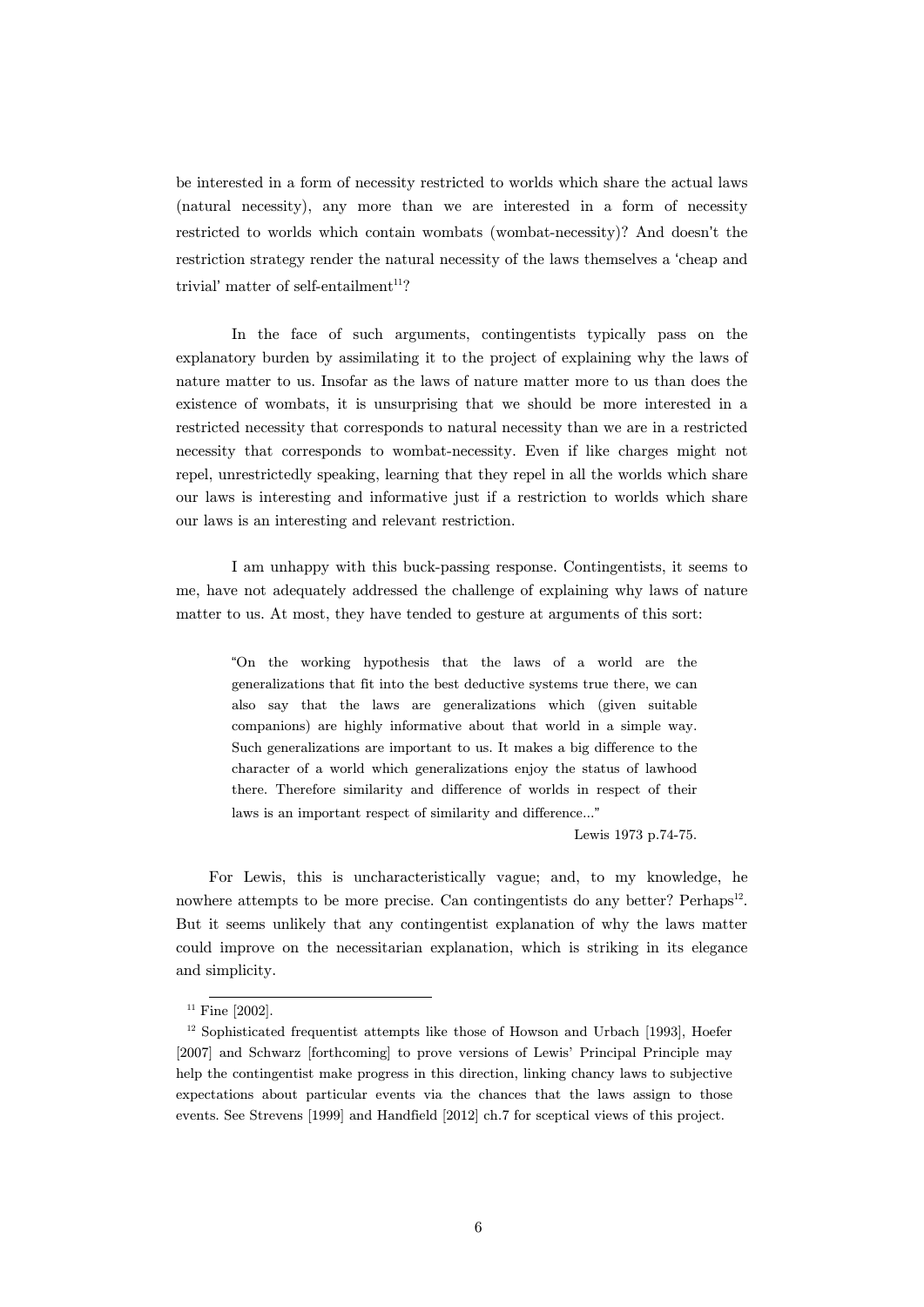be interested in a form of necessity restricted to worlds which share the actual laws (natural necessity), any more than we are interested in a form of necessity restricted to worlds which contain wombats (wombat-necessity)? And doesn't the restriction strategy render the natural necessity of the laws themselves a 'cheap and trivial' matter of self-entailment[11]?

In the face of such arguments, contingentists typically pass on the explanatory burden by assimilating it to the project of explaining why the laws of nature matter to us. Insofar as the laws of nature matter more to us than does the existence of wombats, it is unsurprising that we should be more interested in a restricted necessity that corresponds to natural necessity than we are in a restricted necessity that corresponds to wombat-necessity. Even if like charges might not repel, unrestrictedly speaking, learning that they repel in all the worlds which share our laws is interesting and informative just if a restriction to worlds which share our laws is an interesting and relevant restriction.

I am unhappy with this buck-passing response. Contingentists, it seems to me, have not adequately addressed the challenge of explaining why laws of nature matter to us. At most, they have tended to gesture at arguments of this sort:

> "On the working hypothesis that the laws of a world are the generalizations that fit into the best deductive systems true there, we can also say that the laws are generalizations which (given suitable companions) are highly informative about that world in a simple way. Such generalizations are important to us. It makes a big difference to the character of a world which generalizations enjoy the status of lawhood there. Therefore similarity and difference of worlds in respect of their laws is an important respect of similarity and difference..."
>
> Lewis 1973 p.74-75.

For Lewis, this is uncharacteristically vague; and, to my knowledge, he nowhere attempts to be more precise. Can contingentists do any better? Perhaps[12]. But it seems unlikely that any contingentist explanation of why the laws matter could improve on the necessitarian explanation, which is striking in its elegance and simplicity.

---

[11] Fine [2002].

[12] Sophisticated frequentist attempts like those of Howson and Urbach [1993], Hoefer [2007] and Schwarz [forthcoming] to prove versions of Lewis' Principal Principle may help the contingentist make progress in this direction, linking chancy laws to subjective expectations about particular events via the chances that the laws assign to those events. See Strevens [1999] and Handfield [2012] ch.7 for sceptical views of this project.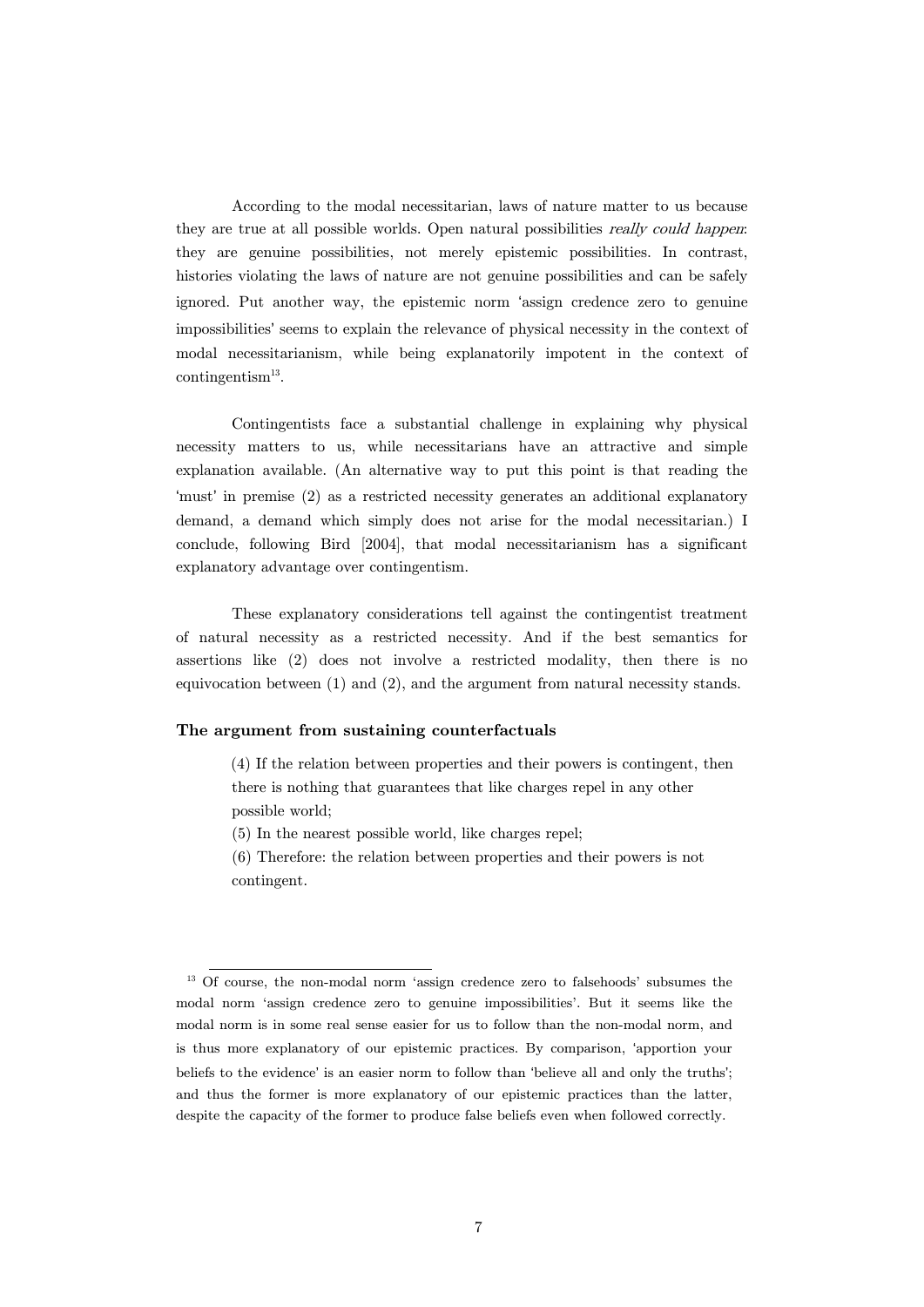According to the modal necessitarian, laws of nature matter to us because they are true at all possible worlds. Open natural possibilities *really could happen*: they are genuine possibilities, not merely epistemic possibilities. In contrast, histories violating the laws of nature are not genuine possibilities and can be safely ignored. Put another way, the epistemic norm 'assign credence zero to genuine impossibilities' seems to explain the relevance of physical necessity in the context of modal necessitarianism, while being explanatorily impotent in the context of contingentism[13].

Contingentists face a substantial challenge in explaining why physical necessity matters to us, while necessitarians have an attractive and simple explanation available. (An alternative way to put this point is that reading the 'must' in premise (2) as a restricted necessity generates an additional explanatory demand, a demand which simply does not arise for the modal necessitarian.) I conclude, following Bird [2004], that modal necessitarianism has a significant explanatory advantage over contingentism.

These explanatory considerations tell against the contingentist treatment of natural necessity as a restricted necessity. And if the best semantics for assertions like (2) does not involve a restricted modality, then there is no equivocation between (1) and (2), and the argument from natural necessity stands.

**The argument from sustaining counterfactuals**

> (4) If the relation between properties and their powers is contingent, then there is nothing that guarantees that like charges repel in any other possible world;
>
> (5) In the nearest possible world, like charges repel;
>
> (6) Therefore: the relation between properties and their powers is not contingent.

[13] Of course, the non-modal norm 'assign credence zero to falsehoods' subsumes the modal norm 'assign credence zero to genuine impossibilities'. But it seems like the modal norm is in some real sense easier for us to follow than the non-modal norm, and is thus more explanatory of our epistemic practices. By comparison, 'apportion your beliefs to the evidence' is an easier norm to follow than 'believe all and only the truths'; and thus the former is more explanatory of our epistemic practices than the latter, despite the capacity of the former to produce false beliefs even when followed correctly.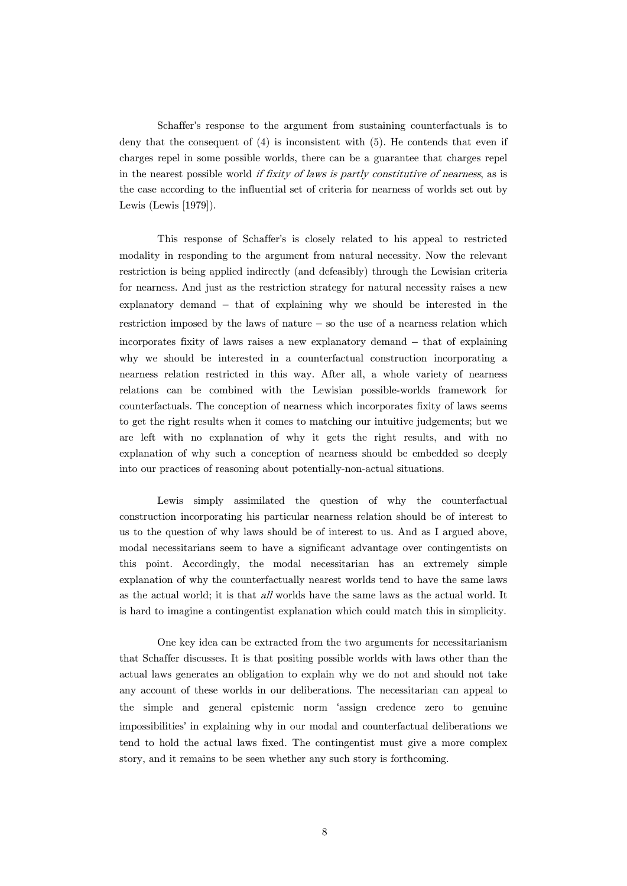Schaffer's response to the argument from sustaining counterfactuals is to deny that the consequent of (4) is inconsistent with (5). He contends that even if charges repel in some possible worlds, there can be a guarantee that charges repel in the nearest possible world *if fixity of laws is partly constitutive of nearness*, as is the case according to the influential set of criteria for nearness of worlds set out by Lewis (Lewis [1979]).

This response of Schaffer's is closely related to his appeal to restricted modality in responding to the argument from natural necessity. Now the relevant restriction is being applied indirectly (and defeasibly) through the Lewisian criteria for nearness. And just as the restriction strategy for natural necessity raises a new explanatory demand – that of explaining why we should be interested in the restriction imposed by the laws of nature – so the use of a nearness relation which incorporates fixity of laws raises a new explanatory demand – that of explaining why we should be interested in a counterfactual construction incorporating a nearness relation restricted in this way. After all, a whole variety of nearness relations can be combined with the Lewisian possible-worlds framework for counterfactuals. The conception of nearness which incorporates fixity of laws seems to get the right results when it comes to matching our intuitive judgements; but we are left with no explanation of why it gets the right results, and with no explanation of why such a conception of nearness should be embedded so deeply into our practices of reasoning about potentially-non-actual situations.

Lewis simply assimilated the question of why the counterfactual construction incorporating his particular nearness relation should be of interest to us to the question of why laws should be of interest to us. And as I argued above, modal necessitarians seem to have a significant advantage over contingentists on this point. Accordingly, the modal necessitarian has an extremely simple explanation of why the counterfactually nearest worlds tend to have the same laws as the actual world; it is that *all* worlds have the same laws as the actual world. It is hard to imagine a contingentist explanation which could match this in simplicity.

One key idea can be extracted from the two arguments for necessitarianism that Schaffer discusses. It is that positing possible worlds with laws other than the actual laws generates an obligation to explain why we do not and should not take any account of these worlds in our deliberations. The necessitarian can appeal to the simple and general epistemic norm 'assign credence zero to genuine impossibilities' in explaining why in our modal and counterfactual deliberations we tend to hold the actual laws fixed. The contingentist must give a more complex story, and it remains to be seen whether any such story is forthcoming.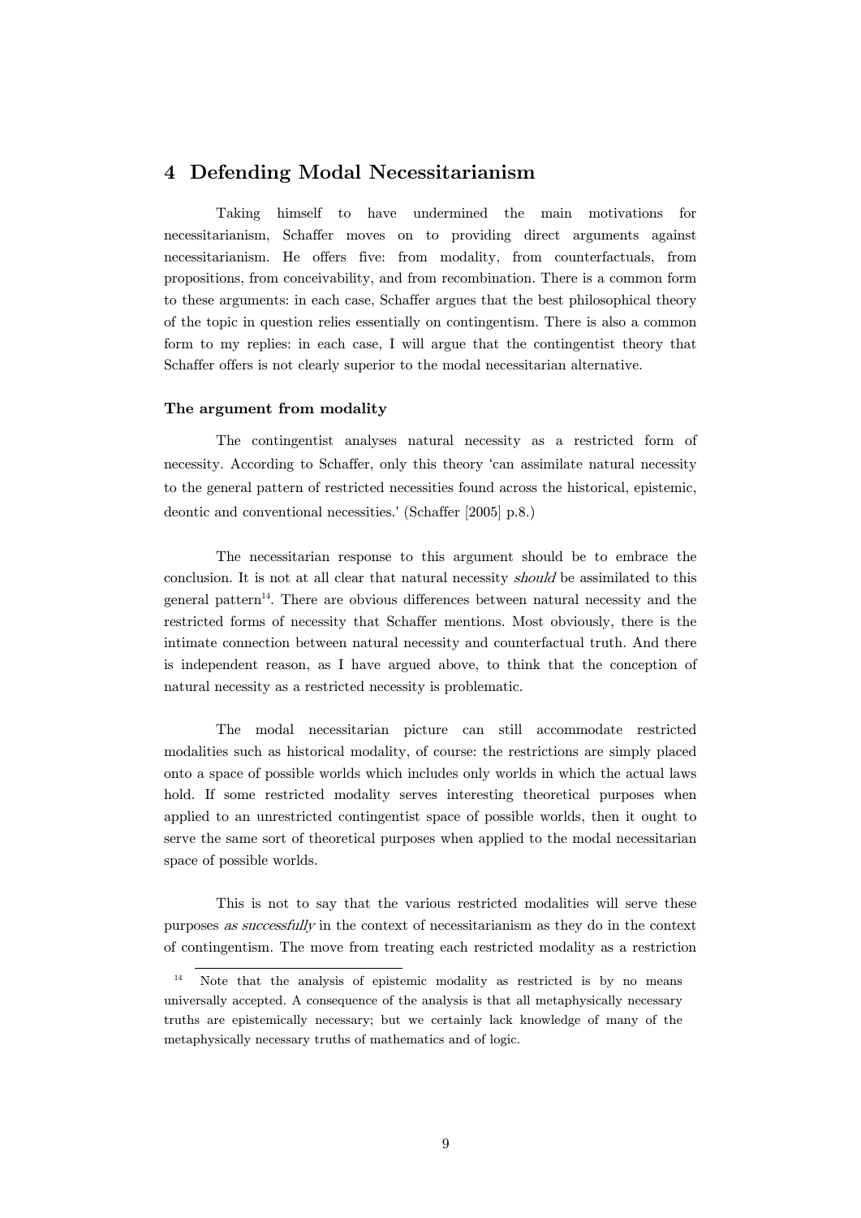## 4 Defending Modal Necessitarianism

Taking himself to have undermined the main motivations for necessitarianism, Schaffer moves on to providing direct arguments against necessitarianism. He offers five: from modality, from counterfactuals, from propositions, from conceivability, and from recombination. There is a common form to these arguments: in each case, Schaffer argues that the best philosophical theory of the topic in question relies essentially on contingentism. There is also a common form to my replies: in each case, I will argue that the contingentist theory that Schaffer offers is not clearly superior to the modal necessitarian alternative.

**The argument from modality**

The contingentist analyses natural necessity as a restricted form of necessity. According to Schaffer, only this theory 'can assimilate natural necessity to the general pattern of restricted necessities found across the historical, epistemic, deontic and conventional necessities.' (Schaffer [2005] p.8.)

The necessitarian response to this argument should be to embrace the conclusion. It is not at all clear that natural necessity *should* be assimilated to this general pattern[14]. There are obvious differences between natural necessity and the restricted forms of necessity that Schaffer mentions. Most obviously, there is the intimate connection between natural necessity and counterfactual truth. And there is independent reason, as I have argued above, to think that the conception of natural necessity as a restricted necessity is problematic.

The modal necessitarian picture can still accommodate restricted modalities such as historical modality, of course: the restrictions are simply placed onto a space of possible worlds which includes only worlds in which the actual laws hold. If some restricted modality serves interesting theoretical purposes when applied to an unrestricted contingentist space of possible worlds, then it ought to serve the same sort of theoretical purposes when applied to the modal necessitarian space of possible worlds.

This is not to say that the various restricted modalities will serve these purposes *as successfully* in the context of necessitarianism as they do in the context of contingentism. The move from treating each restricted modality as a restriction

[14] Note that the analysis of epistemic modality as restricted is by no means universally accepted. A consequence of the analysis is that all metaphysically necessary truths are epistemically necessary; but we certainly lack knowledge of many of the metaphysically necessary truths of mathematics and of logic.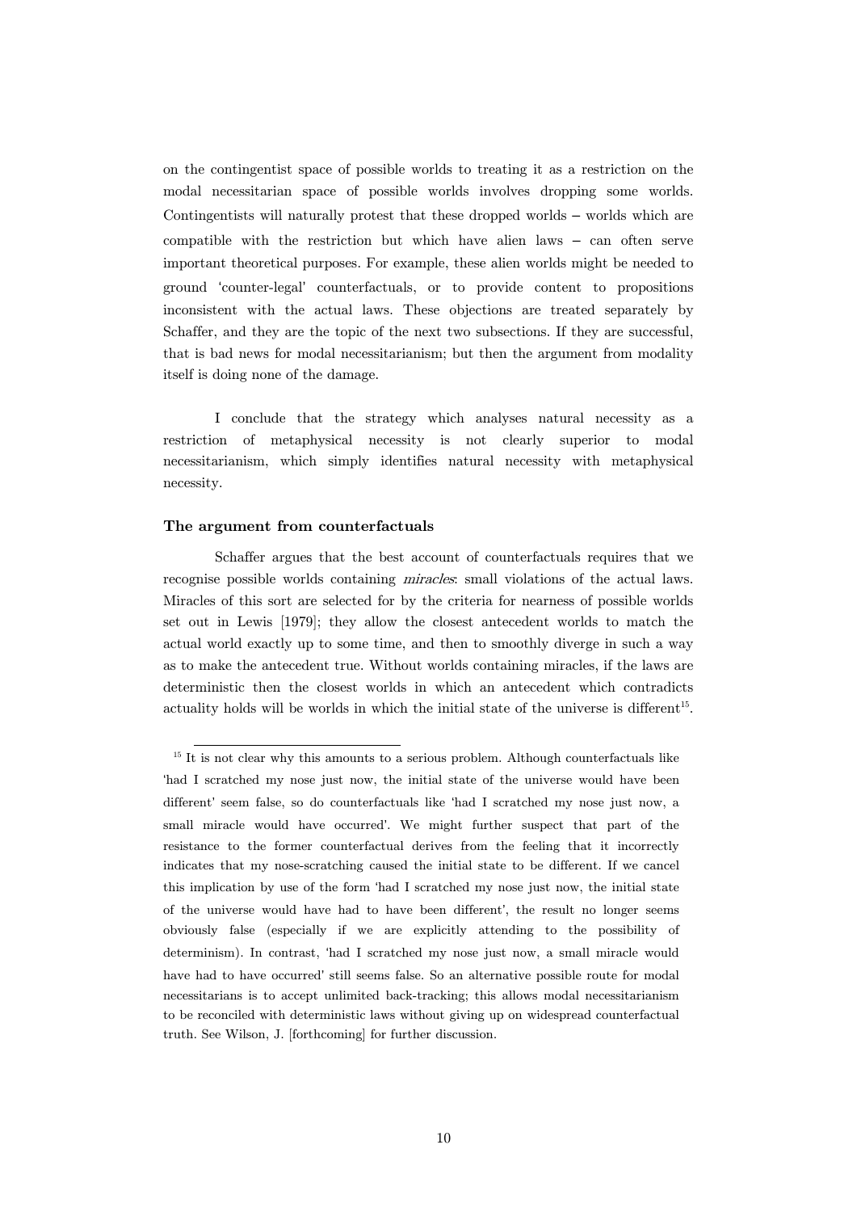on the contingentist space of possible worlds to treating it as a restriction on the modal necessitarian space of possible worlds involves dropping some worlds. Contingentists will naturally protest that these dropped worlds – worlds which are compatible with the restriction but which have alien laws – can often serve important theoretical purposes. For example, these alien worlds might be needed to ground 'counter-legal' counterfactuals, or to provide content to propositions inconsistent with the actual laws. These objections are treated separately by Schaffer, and they are the topic of the next two subsections. If they are successful, that is bad news for modal necessitarianism; but then the argument from modality itself is doing none of the damage.

I conclude that the strategy which analyses natural necessity as a restriction of metaphysical necessity is not clearly superior to modal necessitarianism, which simply identifies natural necessity with metaphysical necessity.

**The argument from counterfactuals**

Schaffer argues that the best account of counterfactuals requires that we recognise possible worlds containing *miracles*: small violations of the actual laws. Miracles of this sort are selected for by the criteria for nearness of possible worlds set out in Lewis [1979]; they allow the closest antecedent worlds to match the actual world exactly up to some time, and then to smoothly diverge in such a way as to make the antecedent true. Without worlds containing miracles, if the laws are deterministic then the closest worlds in which an antecedent which contradicts actuality holds will be worlds in which the initial state of the universe is different[15].

---

[15] It is not clear why this amounts to a serious problem. Although counterfactuals like 'had I scratched my nose just now, the initial state of the universe would have been different' seem false, so do counterfactuals like 'had I scratched my nose just now, a small miracle would have occurred'. We might further suspect that part of the resistance to the former counterfactual derives from the feeling that it incorrectly indicates that my nose-scratching caused the initial state to be different. If we cancel this implication by use of the form 'had I scratched my nose just now, the initial state of the universe would have had to have been different', the result no longer seems obviously false (especially if we are explicitly attending to the possibility of determinism). In contrast, 'had I scratched my nose just now, a small miracle would have had to have occurred' still seems false. So an alternative possible route for modal necessitarians is to accept unlimited back-tracking; this allows modal necessitarianism to be reconciled with deterministic laws without giving up on widespread counterfactual truth. See Wilson, J. [forthcoming] for further discussion.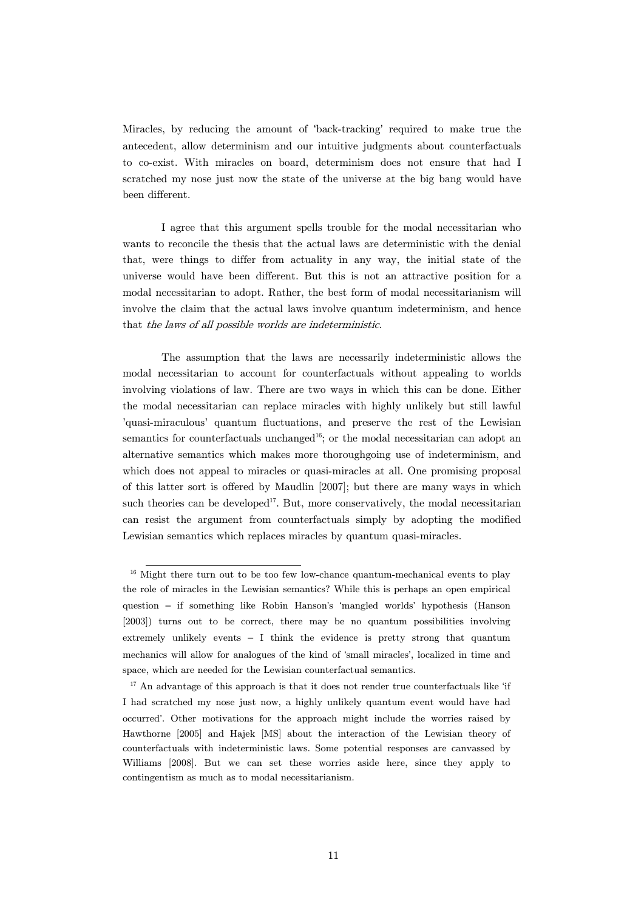Miracles, by reducing the amount of 'back-tracking' required to make true the antecedent, allow determinism and our intuitive judgments about counterfactuals to co-exist. With miracles on board, determinism does not ensure that had I scratched my nose just now the state of the universe at the big bang would have been different.

I agree that this argument spells trouble for the modal necessitarian who wants to reconcile the thesis that the actual laws are deterministic with the denial that, were things to differ from actuality in any way, the initial state of the universe would have been different. But this is not an attractive position for a modal necessitarian to adopt. Rather, the best form of modal necessitarianism will involve the claim that the actual laws involve quantum indeterminism, and hence that *the laws of all possible worlds are indeterministic*.

The assumption that the laws are necessarily indeterministic allows the modal necessitarian to account for counterfactuals without appealing to worlds involving violations of law. There are two ways in which this can be done. Either the modal necessitarian can replace miracles with highly unlikely but still lawful 'quasi-miraculous' quantum fluctuations, and preserve the rest of the Lewisian semantics for counterfactuals unchanged[16]; or the modal necessitarian can adopt an alternative semantics which makes more thoroughgoing use of indeterminism, and which does not appeal to miracles or quasi-miracles at all. One promising proposal of this latter sort is offered by Maudlin [2007]; but there are many ways in which such theories can be developed[17]. But, more conservatively, the modal necessitarian can resist the argument from counterfactuals simply by adopting the modified Lewisian semantics which replaces miracles by quantum quasi-miracles.

---

[16] Might there turn out to be too few low-chance quantum-mechanical events to play the role of miracles in the Lewisian semantics? While this is perhaps an open empirical question – if something like Robin Hanson's 'mangled worlds' hypothesis (Hanson [2003]) turns out to be correct, there may be no quantum possibilities involving extremely unlikely events – I think the evidence is pretty strong that quantum mechanics will allow for analogues of the kind of 'small miracles', localized in time and space, which are needed for the Lewisian counterfactual semantics.

[17] An advantage of this approach is that it does not render true counterfactuals like 'if I had scratched my nose just now, a highly unlikely quantum event would have had occurred'. Other motivations for the approach might include the worries raised by Hawthorne [2005] and Hajek [MS] about the interaction of the Lewisian theory of counterfactuals with indeterministic laws. Some potential responses are canvassed by Williams [2008]. But we can set these worries aside here, since they apply to contingentism as much as to modal necessitarianism.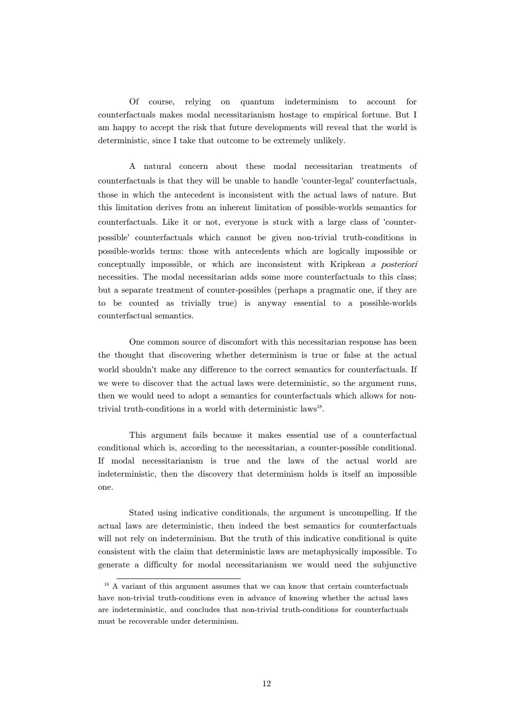Of course, relying on quantum indeterminism to account for counterfactuals makes modal necessitarianism hostage to empirical fortune. But I am happy to accept the risk that future developments will reveal that the world is deterministic, since I take that outcome to be extremely unlikely.

A natural concern about these modal necessitarian treatments of counterfactuals is that they will be unable to handle 'counter-legal' counterfactuals, those in which the antecedent is inconsistent with the actual laws of nature. But this limitation derives from an inherent limitation of possible-worlds semantics for counterfactuals. Like it or not, everyone is stuck with a large class of 'counter-possible' counterfactuals which cannot be given non-trivial truth-conditions in possible-worlds terms: those with antecedents which are logically impossible or conceptually impossible, or which are inconsistent with Kripkean *a posteriori* necessities. The modal necessitarian adds some more counterfactuals to this class; but a separate treatment of counter-possibles (perhaps a pragmatic one, if they are to be counted as trivially true) is anyway essential to a possible-worlds counterfactual semantics.

One common source of discomfort with this necessitarian response has been the thought that discovering whether determinism is true or false at the actual world shouldn't make any difference to the correct semantics for counterfactuals. If we were to discover that the actual laws were deterministic, so the argument runs, then we would need to adopt a semantics for counterfactuals which allows for non-trivial truth-conditions in a world with deterministic laws[18].

This argument fails because it makes essential use of a counterfactual conditional which is, according to the necessitarian, a counter-possible conditional. If modal necessitarianism is true and the laws of the actual world are indeterministic, then the discovery that determinism holds is itself an impossible one.

Stated using indicative conditionals, the argument is uncompelling. If the actual laws are deterministic, then indeed the best semantics for counterfactuals will not rely on indeterminism. But the truth of this indicative conditional is quite consistent with the claim that deterministic laws are metaphysically impossible. To generate a difficulty for modal necessitarianism we would need the subjunctive

[18] A variant of this argument assumes that we can know that certain counterfactuals have non-trivial truth-conditions even in advance of knowing whether the actual laws are indeterministic, and concludes that non-trivial truth-conditions for counterfactuals must be recoverable under determinism.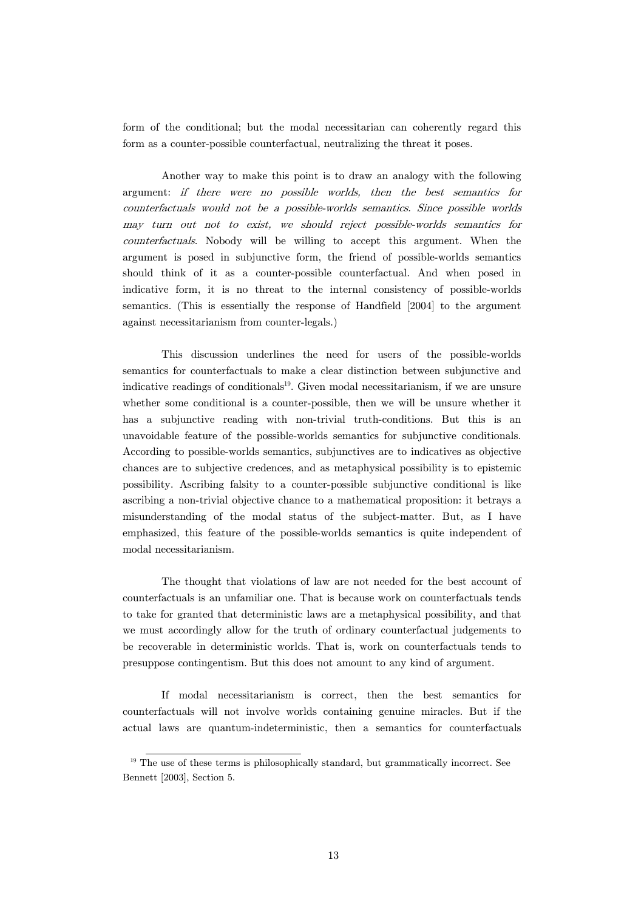form of the conditional; but the modal necessitarian can coherently regard this form as a counter-possible counterfactual, neutralizing the threat it poses.

Another way to make this point is to draw an analogy with the following argument: *if there were no possible worlds, then the best semantics for counterfactuals would not be a possible-worlds semantics. Since possible worlds may turn out not to exist, we should reject possible-worlds semantics for counterfactuals.* Nobody will be willing to accept this argument. When the argument is posed in subjunctive form, the friend of possible-worlds semantics should think of it as a counter-possible counterfactual. And when posed in indicative form, it is no threat to the internal consistency of possible-worlds semantics. (This is essentially the response of Handfield [2004] to the argument against necessitarianism from counter-legals.)

This discussion underlines the need for users of the possible-worlds semantics for counterfactuals to make a clear distinction between subjunctive and indicative readings of conditionals[19]. Given modal necessitarianism, if we are unsure whether some conditional is a counter-possible, then we will be unsure whether it has a subjunctive reading with non-trivial truth-conditions. But this is an unavoidable feature of the possible-worlds semantics for subjunctive conditionals. According to possible-worlds semantics, subjunctives are to indicatives as objective chances are to subjective credences, and as metaphysical possibility is to epistemic possibility. Ascribing falsity to a counter-possible subjunctive conditional is like ascribing a non-trivial objective chance to a mathematical proposition: it betrays a misunderstanding of the modal status of the subject-matter. But, as I have emphasized, this feature of the possible-worlds semantics is quite independent of modal necessitarianism.

The thought that violations of law are not needed for the best account of counterfactuals is an unfamiliar one. That is because work on counterfactuals tends to take for granted that deterministic laws are a metaphysical possibility, and that we must accordingly allow for the truth of ordinary counterfactual judgements to be recoverable in deterministic worlds. That is, work on counterfactuals tends to presuppose contingentism. But this does not amount to any kind of argument.

If modal necessitarianism is correct, then the best semantics for counterfactuals will not involve worlds containing genuine miracles. But if the actual laws are quantum-indeterministic, then a semantics for counterfactuals

[19] The use of these terms is philosophically standard, but grammatically incorrect. See Bennett [2003], Section 5.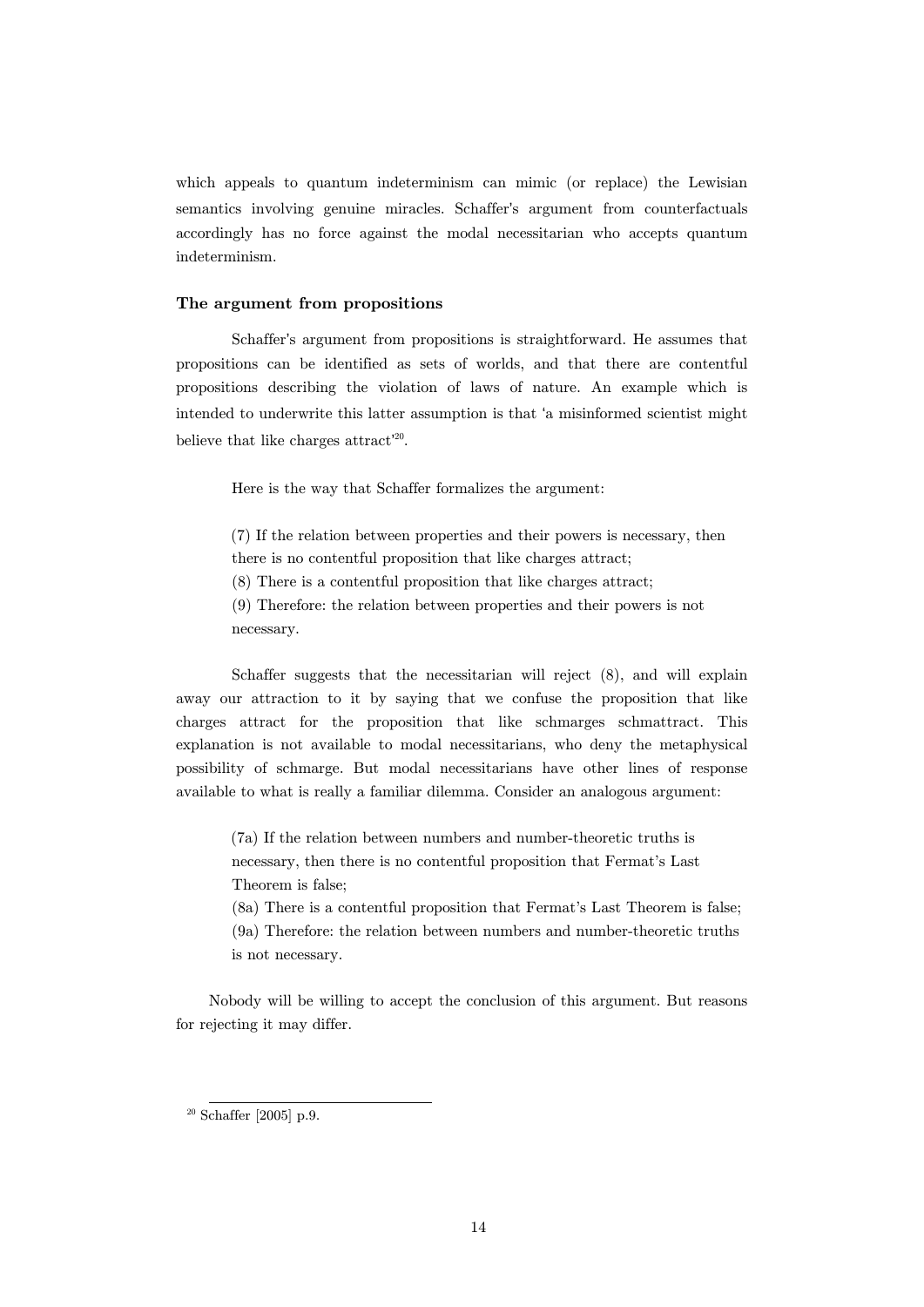which appeals to quantum indeterminism can mimic (or replace) the Lewisian semantics involving genuine miracles. Schaffer's argument from counterfactuals accordingly has no force against the modal necessitarian who accepts quantum indeterminism.

### The argument from propositions

Schaffer's argument from propositions is straightforward. He assumes that propositions can be identified as sets of worlds, and that there are contentful propositions describing the violation of laws of nature. An example which is intended to underwrite this latter assumption is that 'a misinformed scientist might believe that like charges attract'[20].

Here is the way that Schaffer formalizes the argument:

> (7) If the relation between properties and their powers is necessary, then there is no contentful proposition that like charges attract;
> (8) There is a contentful proposition that like charges attract;
> (9) Therefore: the relation between properties and their powers is not necessary.

Schaffer suggests that the necessitarian will reject (8), and will explain away our attraction to it by saying that we confuse the proposition that like charges attract for the proposition that like schmarges schmattract. This explanation is not available to modal necessitarians, who deny the metaphysical possibility of schmarge. But modal necessitarians have other lines of response available to what is really a familiar dilemma. Consider an analogous argument:

> (7a) If the relation between numbers and number-theoretic truths is necessary, then there is no contentful proposition that Fermat's Last Theorem is false;
> (8a) There is a contentful proposition that Fermat's Last Theorem is false;
> (9a) Therefore: the relation between numbers and number-theoretic truths is not necessary.

Nobody will be willing to accept the conclusion of this argument. But reasons for rejecting it may differ.

---

[20] Schaffer [2005] p.9.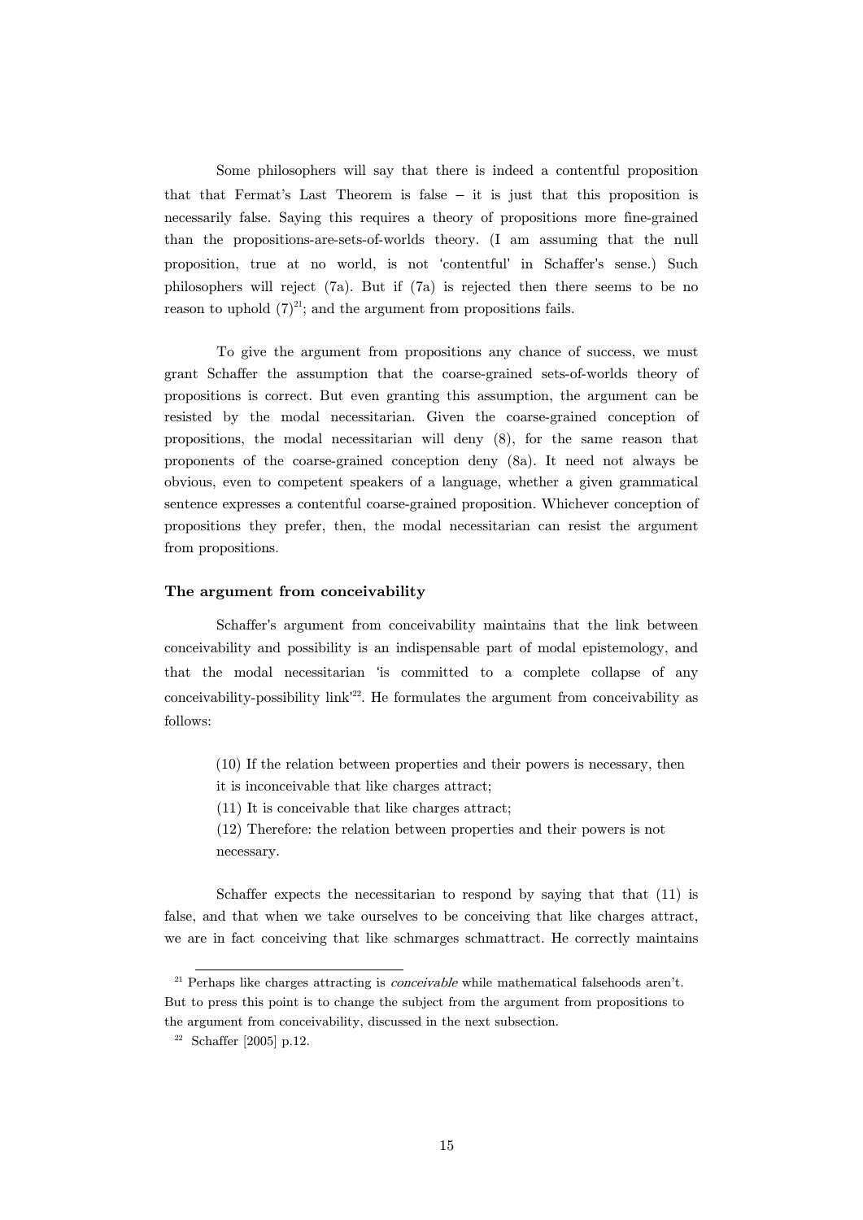Some philosophers will say that there is indeed a contentful proposition that that Fermat's Last Theorem is false – it is just that this proposition is necessarily false. Saying this requires a theory of propositions more fine-grained than the propositions-are-sets-of-worlds theory. (I am assuming that the null proposition, true at no world, is not 'contentful' in Schaffer's sense.) Such philosophers will reject (7a). But if (7a) is rejected then there seems to be no reason to uphold (7)[21]; and the argument from propositions fails.

To give the argument from propositions any chance of success, we must grant Schaffer the assumption that the coarse-grained sets-of-worlds theory of propositions is correct. But even granting this assumption, the argument can be resisted by the modal necessitarian. Given the coarse-grained conception of propositions, the modal necessitarian will deny (8), for the same reason that proponents of the coarse-grained conception deny (8a). It need not always be obvious, even to competent speakers of a language, whether a given grammatical sentence expresses a contentful coarse-grained proposition. Whichever conception of propositions they prefer, then, the modal necessitarian can resist the argument from propositions.

**The argument from conceivability**

Schaffer's argument from conceivability maintains that the link between conceivability and possibility is an indispensable part of modal epistemology, and that the modal necessitarian 'is committed to a complete collapse of any conceivability-possibility link'[22]. He formulates the argument from conceivability as follows:

> (10) If the relation between properties and their powers is necessary, then it is inconceivable that like charges attract;
>
> (11) It is conceivable that like charges attract;
>
> (12) Therefore: the relation between properties and their powers is not necessary.

Schaffer expects the necessitarian to respond by saying that that (11) is false, and that when we take ourselves to be conceiving that like charges attract, we are in fact conceiving that like schmarges schmattract. He correctly maintains

[21] Perhaps like charges attracting is *conceivable* while mathematical falsehoods aren't. But to press this point is to change the subject from the argument from propositions to the argument from conceivability, discussed in the next subsection.

[22] Schaffer [2005] p.12.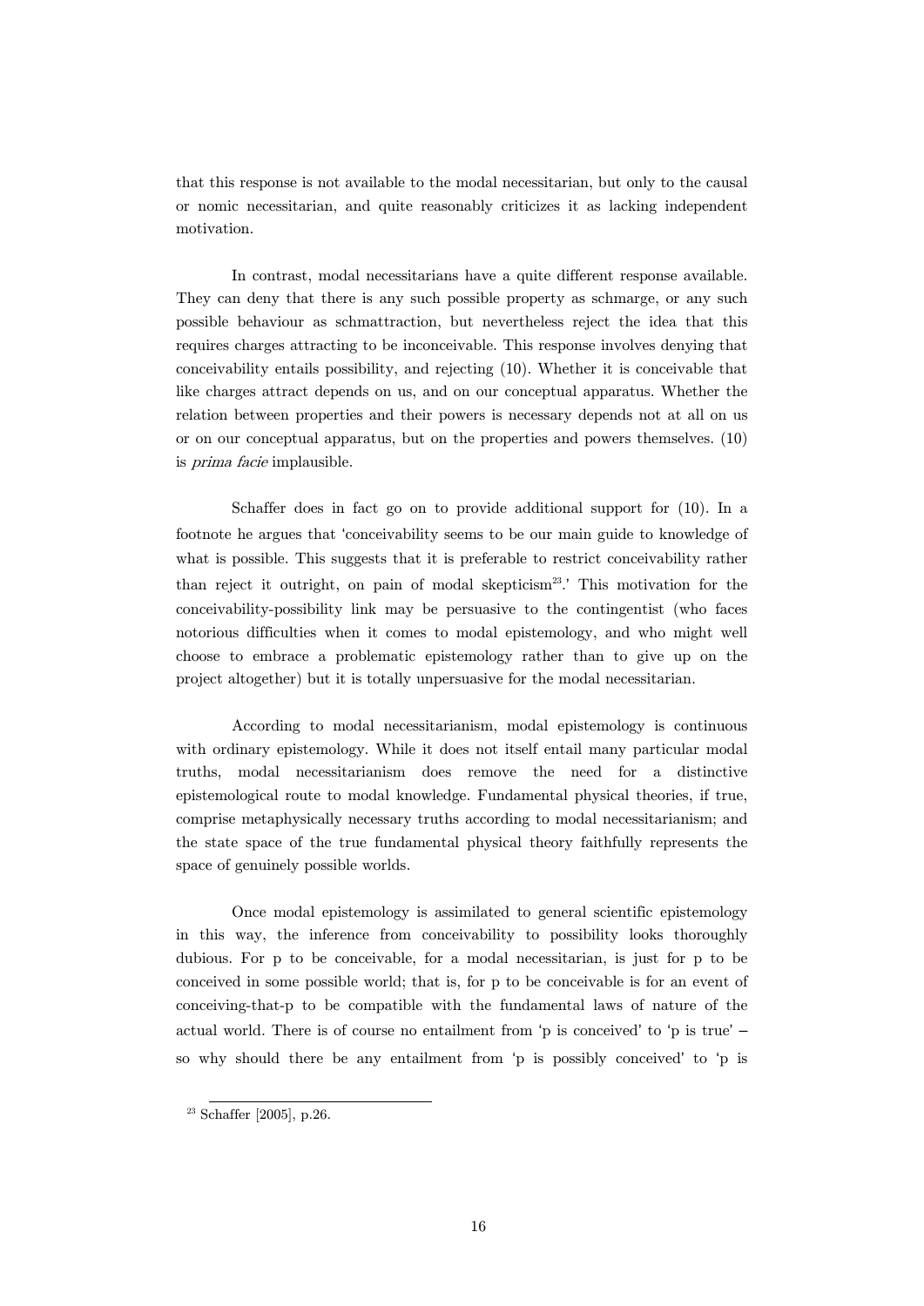that this response is not available to the modal necessitarian, but only to the causal or nomic necessitarian, and quite reasonably criticizes it as lacking independent motivation.

In contrast, modal necessitarians have a quite different response available. They can deny that there is any such possible property as schmarge, or any such possible behaviour as schmattraction, but nevertheless reject the idea that this requires charges attracting to be inconceivable. This response involves denying that conceivability entails possibility, and rejecting (10). Whether it is conceivable that like charges attract depends on us, and on our conceptual apparatus. Whether the relation between properties and their powers is necessary depends not at all on us or on our conceptual apparatus, but on the properties and powers themselves. (10) is *prima facie* implausible.

Schaffer does in fact go on to provide additional support for (10). In a footnote he argues that 'conceivability seems to be our main guide to knowledge of what is possible. This suggests that it is preferable to restrict conceivability rather than reject it outright, on pain of modal skepticism[23].' This motivation for the conceivability-possibility link may be persuasive to the contingentist (who faces notorious difficulties when it comes to modal epistemology, and who might well choose to embrace a problematic epistemology rather than to give up on the project altogether) but it is totally unpersuasive for the modal necessitarian.

According to modal necessitarianism, modal epistemology is continuous with ordinary epistemology. While it does not itself entail many particular modal truths, modal necessitarianism does remove the need for a distinctive epistemological route to modal knowledge. Fundamental physical theories, if true, comprise metaphysically necessary truths according to modal necessitarianism; and the state space of the true fundamental physical theory faithfully represents the space of genuinely possible worlds.

Once modal epistemology is assimilated to general scientific epistemology in this way, the inference from conceivability to possibility looks thoroughly dubious. For p to be conceivable, for a modal necessitarian, is just for p to be conceived in some possible world; that is, for p to be conceivable is for an event of conceiving-that-p to be compatible with the fundamental laws of nature of the actual world. There is of course no entailment from 'p is conceived' to 'p is true' – so why should there be any entailment from 'p is possibly conceived' to 'p is

[23] Schaffer [2005], p.26.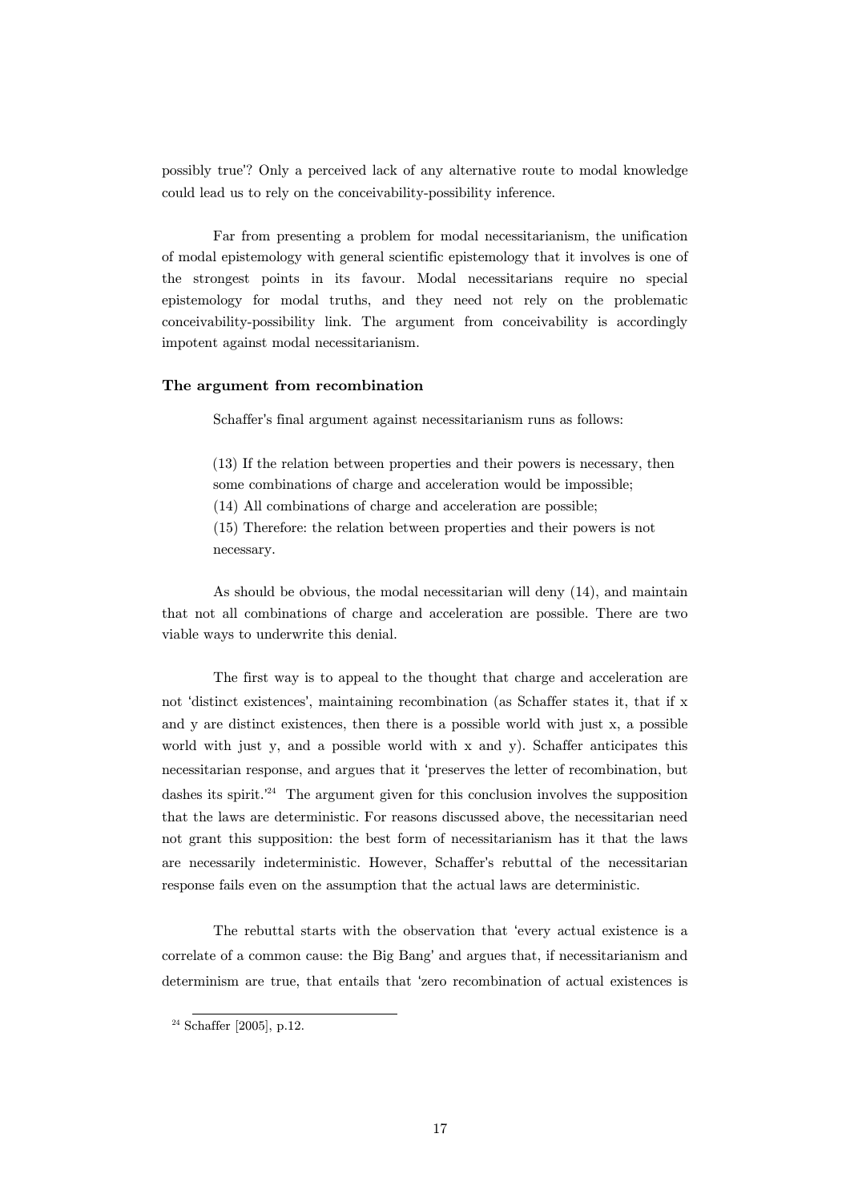possibly true'? Only a perceived lack of any alternative route to modal knowledge could lead us to rely on the conceivability-possibility inference.

Far from presenting a problem for modal necessitarianism, the unification of modal epistemology with general scientific epistemology that it involves is one of the strongest points in its favour. Modal necessitarians require no special epistemology for modal truths, and they need not rely on the problematic conceivability-possibility link. The argument from conceivability is accordingly impotent against modal necessitarianism.

### The argument from recombination

Schaffer's final argument against necessitarianism runs as follows:

> (13) If the relation between properties and their powers is necessary, then some combinations of charge and acceleration would be impossible;
> (14) All combinations of charge and acceleration are possible;
> (15) Therefore: the relation between properties and their powers is not necessary.

As should be obvious, the modal necessitarian will deny (14), and maintain that not all combinations of charge and acceleration are possible. There are two viable ways to underwrite this denial.

The first way is to appeal to the thought that charge and acceleration are not 'distinct existences', maintaining recombination (as Schaffer states it, that if x and y are distinct existences, then there is a possible world with just x, a possible world with just y, and a possible world with x and y). Schaffer anticipates this necessitarian response, and argues that it 'preserves the letter of recombination, but dashes its spirit.'[24] The argument given for this conclusion involves the supposition that the laws are deterministic. For reasons discussed above, the necessitarian need not grant this supposition: the best form of necessitarianism has it that the laws are necessarily indeterministic. However, Schaffer's rebuttal of the necessitarian response fails even on the assumption that the actual laws are deterministic.

The rebuttal starts with the observation that 'every actual existence is a correlate of a common cause: the Big Bang' and argues that, if necessitarianism and determinism are true, that entails that 'zero recombination of actual existences is

[24] Schaffer [2005], p.12.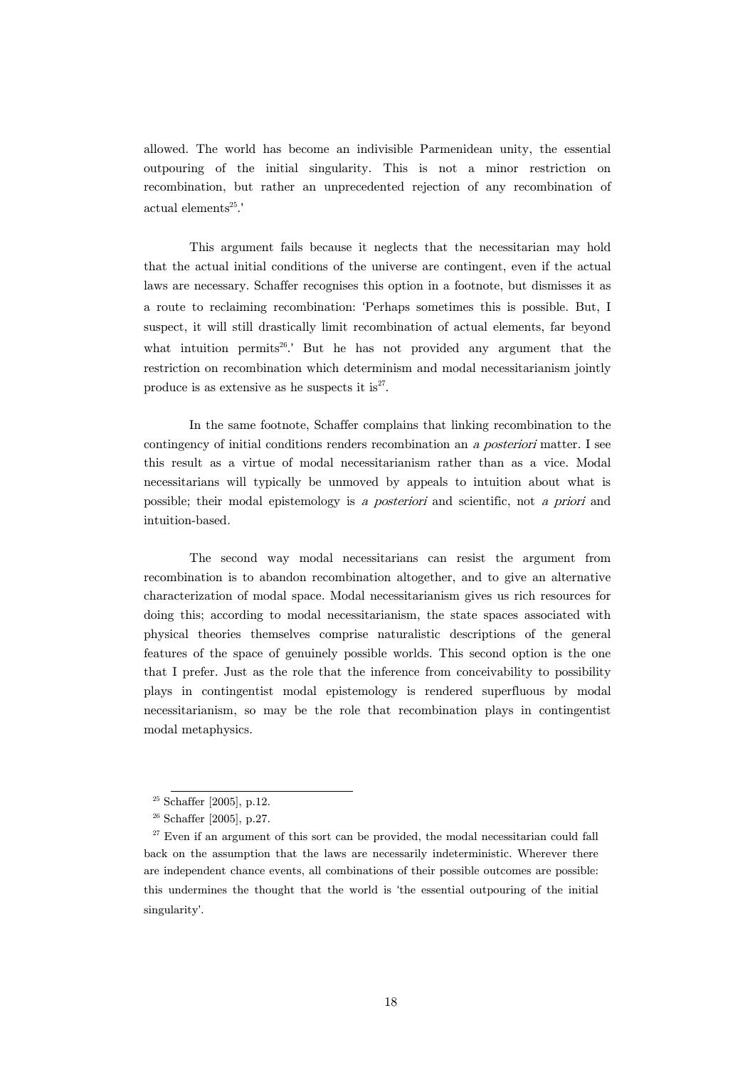allowed. The world has become an indivisible Parmenidean unity, the essential outpouring of the initial singularity. This is not a minor restriction on recombination, but rather an unprecedented rejection of any recombination of actual elements[25].'

This argument fails because it neglects that the necessitarian may hold that the actual initial conditions of the universe are contingent, even if the actual laws are necessary. Schaffer recognises this option in a footnote, but dismisses it as a route to reclaiming recombination: 'Perhaps sometimes this is possible. But, I suspect, it will still drastically limit recombination of actual elements, far beyond what intuition permits[26].' But he has not provided any argument that the restriction on recombination which determinism and modal necessitarianism jointly produce is as extensive as he suspects it is[27].

In the same footnote, Schaffer complains that linking recombination to the contingency of initial conditions renders recombination an *a posteriori* matter. I see this result as a virtue of modal necessitarianism rather than as a vice. Modal necessitarians will typically be unmoved by appeals to intuition about what is possible; their modal epistemology is *a posteriori* and scientific, not *a priori* and intuition-based.

The second way modal necessitarians can resist the argument from recombination is to abandon recombination altogether, and to give an alternative characterization of modal space. Modal necessitarianism gives us rich resources for doing this; according to modal necessitarianism, the state spaces associated with physical theories themselves comprise naturalistic descriptions of the general features of the space of genuinely possible worlds. This second option is the one that I prefer. Just as the role that the inference from conceivability to possibility plays in contingentist modal epistemology is rendered superfluous by modal necessitarianism, so may be the role that recombination plays in contingentist modal metaphysics.

---

[25] Schaffer [2005], p.12.

[26] Schaffer [2005], p.27.

[27] Even if an argument of this sort can be provided, the modal necessitarian could fall back on the assumption that the laws are necessarily indeterministic. Wherever there are independent chance events, all combinations of their possible outcomes are possible: this undermines the thought that the world is 'the essential outpouring of the initial singularity'.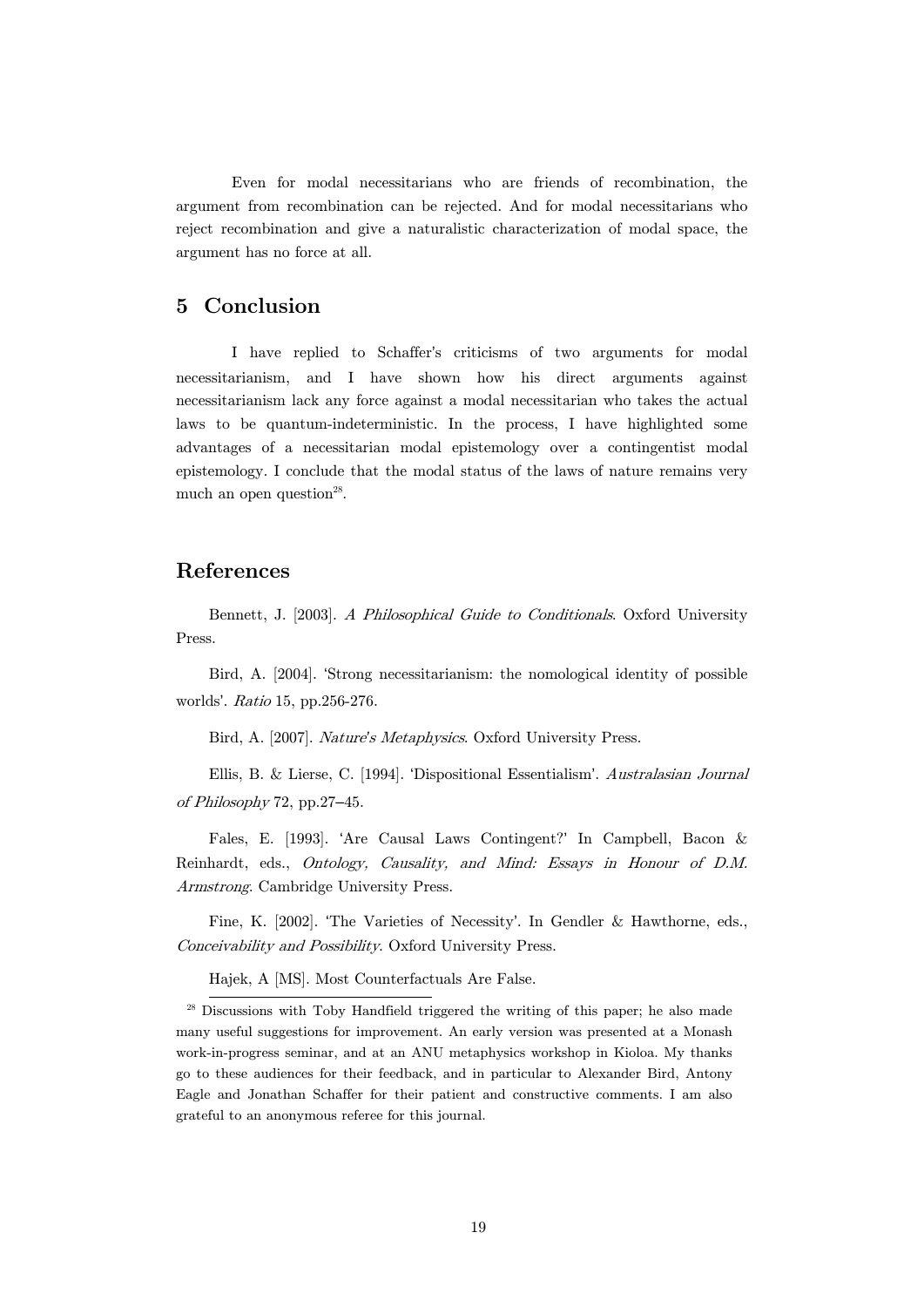Even for modal necessitarians who are friends of recombination, the argument from recombination can be rejected. And for modal necessitarians who reject recombination and give a naturalistic characterization of modal space, the argument has no force at all.

## 5 Conclusion

I have replied to Schaffer's criticisms of two arguments for modal necessitarianism, and I have shown how his direct arguments against necessitarianism lack any force against a modal necessitarian who takes the actual laws to be quantum-indeterministic. In the process, I have highlighted some advantages of a necessitarian modal epistemology over a contingentist modal epistemology. I conclude that the modal status of the laws of nature remains very much an open question[28].

## References

Bennett, J. [2003]. *A Philosophical Guide to Conditionals*. Oxford University Press.

Bird, A. [2004]. 'Strong necessitarianism: the nomological identity of possible worlds'. *Ratio* 15, pp.256-276.

Bird, A. [2007]. *Nature's Metaphysics*. Oxford University Press.

Ellis, B. & Lierse, C. [1994]. 'Dispositional Essentialism'. *Australasian Journal of Philosophy* 72, pp.27–45.

Fales, E. [1993]. 'Are Causal Laws Contingent?' In Campbell, Bacon & Reinhardt, eds., *Ontology, Causality, and Mind: Essays in Honour of D.M. Armstrong*. Cambridge University Press.

Fine, K. [2002]. 'The Varieties of Necessity'. In Gendler & Hawthorne, eds., *Conceivability and Possibility*. Oxford University Press.

Hajek, A [MS]. Most Counterfactuals Are False.

[28] Discussions with Toby Handfield triggered the writing of this paper; he also made many useful suggestions for improvement. An early version was presented at a Monash work-in-progress seminar, and at an ANU metaphysics workshop in Kioloa. My thanks go to these audiences for their feedback, and in particular to Alexander Bird, Antony Eagle and Jonathan Schaffer for their patient and constructive comments. I am also grateful to an anonymous referee for this journal.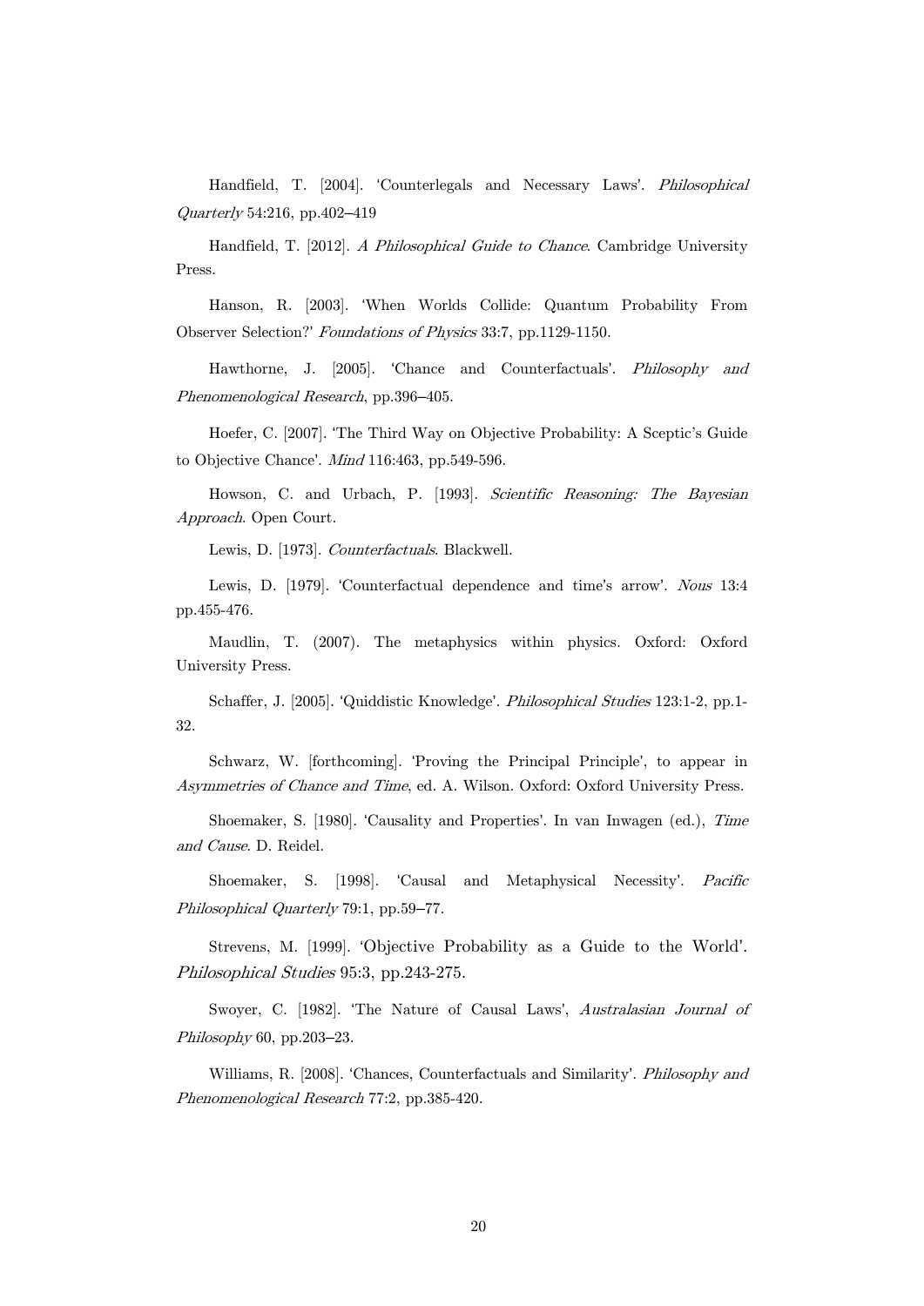Handfield, T. [2004]. 'Counterlegals and Necessary Laws'. *Philosophical Quarterly* 54:216, pp.402–419

Handfield, T. [2012]. *A Philosophical Guide to Chance*. Cambridge University Press.

Hanson, R. [2003]. 'When Worlds Collide: Quantum Probability From Observer Selection?' *Foundations of Physics* 33:7, pp.1129-1150.

Hawthorne, J. [2005]. 'Chance and Counterfactuals'. *Philosophy and Phenomenological Research*, pp.396–405.

Hoefer, C. [2007]. 'The Third Way on Objective Probability: A Sceptic's Guide to Objective Chance'. *Mind* 116:463, pp.549-596.

Howson, C. and Urbach, P. [1993]. *Scientific Reasoning: The Bayesian Approach*. Open Court.

Lewis, D. [1973]. *Counterfactuals*. Blackwell.

Lewis, D. [1979]. 'Counterfactual dependence and time's arrow'. *Nous* 13:4 pp.455-476.

Maudlin, T. (2007). The metaphysics within physics. Oxford: Oxford University Press.

Schaffer, J. [2005]. 'Quiddistic Knowledge'. *Philosophical Studies* 123:1-2, pp.1-32.

Schwarz, W. [forthcoming]. 'Proving the Principal Principle', to appear in *Asymmetries of Chance and Time*, ed. A. Wilson. Oxford: Oxford University Press.

Shoemaker, S. [1980]. 'Causality and Properties'. In van Inwagen (ed.), *Time and Cause*. D. Reidel.

Shoemaker, S. [1998]. 'Causal and Metaphysical Necessity'. *Pacific Philosophical Quarterly* 79:1, pp.59–77.

Strevens, M. [1999]. 'Objective Probability as a Guide to the World'. *Philosophical Studies* 95:3, pp.243-275.

Swoyer, C. [1982]. 'The Nature of Causal Laws', *Australasian Journal of Philosophy* 60, pp.203–23.

Williams, R. [2008]. 'Chances, Counterfactuals and Similarity'. *Philosophy and Phenomenological Research* 77:2, pp.385-420.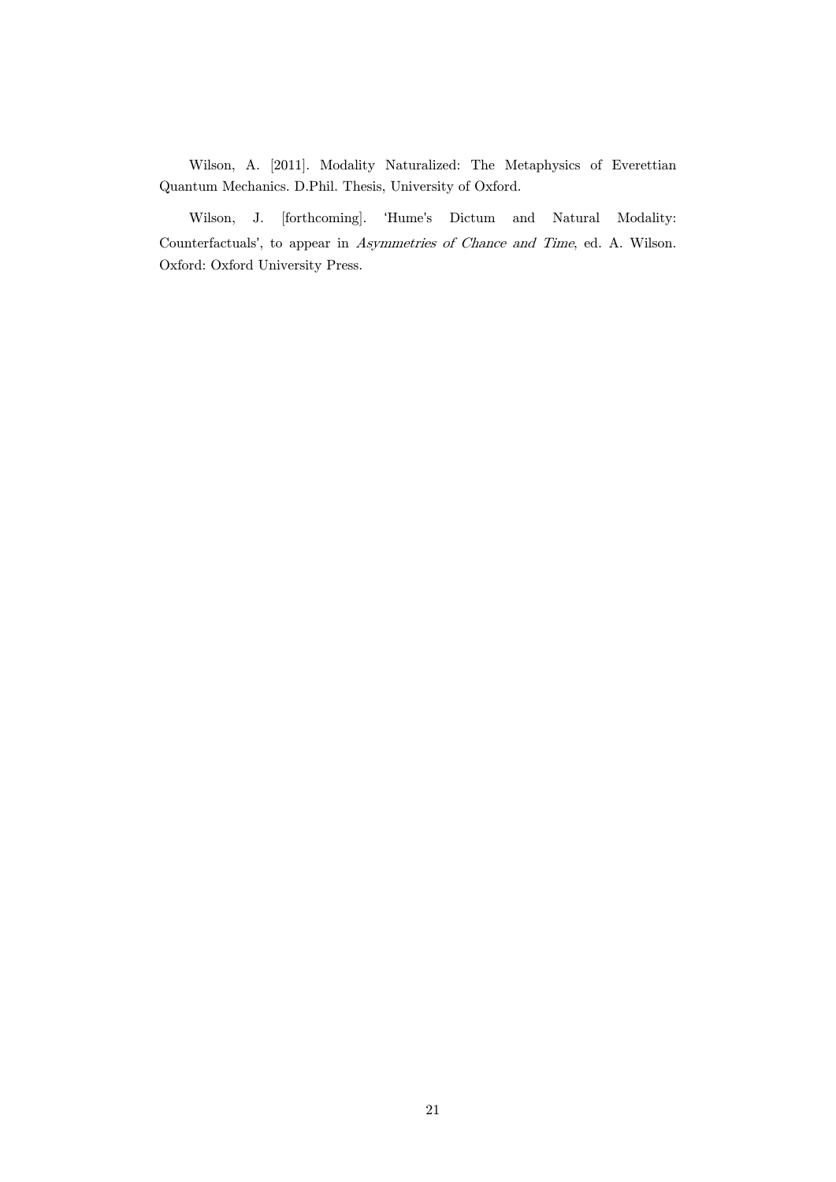Wilson, A. [2011]. Modality Naturalized: The Metaphysics of Everettian Quantum Mechanics. D.Phil. Thesis, University of Oxford.

Wilson, J. [forthcoming]. 'Hume's Dictum and Natural Modality: Counterfactuals', to appear in *Asymmetries of Chance and Time*, ed. A. Wilson. Oxford: Oxford University Press.